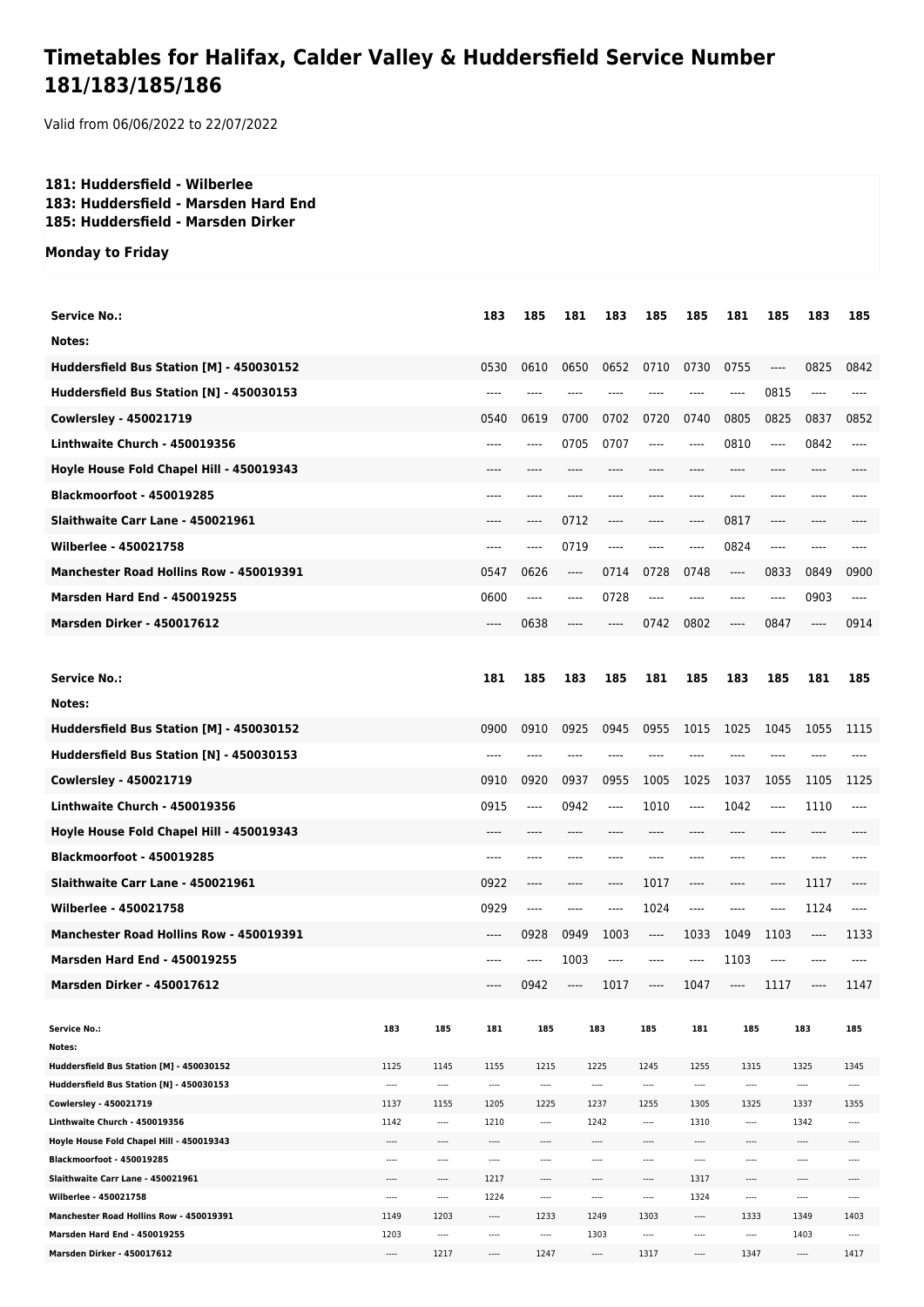# Timetables for Halifax, Calder Valley & Huddersfield Service Number 181/183/185/186

Valid from 06/06/2022 to 22/07/2022

**181: Huddersfield - Wilberlee**
**183: Huddersfield - Marsden Hard End**
**185: Huddersfield - Marsden Dirker**

**Monday to Friday**

| Service No.: | 183 | 185 | 181 | 183 | 185 | 185 | 181 | 185 | 183 | 185 |
|---|---|---|---|---|---|---|---|---|---|---|
| Notes: | | | | | | | | | | |
| Huddersfield Bus Station [M] - 450030152 | 0530 | 0610 | 0650 | 0652 | 0710 | 0730 | 0755 | ---- | 0825 | 0842 |
| Huddersfield Bus Station [N] - 450030153 | ---- | ---- | ---- | ---- | ---- | ---- | ---- | 0815 | ---- | ---- |
| Cowlersley - 450021719 | 0540 | 0619 | 0700 | 0702 | 0720 | 0740 | 0805 | 0825 | 0837 | 0852 |
| Linthwaite Church - 450019356 | ---- | ---- | 0705 | 0707 | ---- | ---- | 0810 | ---- | 0842 | ---- |
| Hoyle House Fold Chapel Hill - 450019343 | ---- | ---- | ---- | ---- | ---- | ---- | ---- | ---- | ---- | ---- |
| Blackmoorfoot - 450019285 | ---- | ---- | ---- | ---- | ---- | ---- | ---- | ---- | ---- | ---- |
| Slaithwaite Carr Lane - 450021961 | ---- | ---- | 0712 | ---- | ---- | ---- | 0817 | ---- | ---- | ---- |
| Wilberlee - 450021758 | ---- | ---- | 0719 | ---- | ---- | ---- | 0824 | ---- | ---- | ---- |
| Manchester Road Hollins Row - 450019391 | 0547 | 0626 | ---- | 0714 | 0728 | 0748 | ---- | 0833 | 0849 | 0900 |
| Marsden Hard End - 450019255 | 0600 | ---- | ---- | 0728 | ---- | ---- | ---- | ---- | 0903 | ---- |
| Marsden Dirker - 450017612 | ---- | 0638 | ---- | ---- | 0742 | 0802 | ---- | 0847 | ---- | 0914 |

| Service No.: | 181 | 185 | 183 | 185 | 181 | 185 | 183 | 185 | 181 | 185 |
|---|---|---|---|---|---|---|---|---|---|---|
| Notes: | | | | | | | | | | |
| Huddersfield Bus Station [M] - 450030152 | 0900 | 0910 | 0925 | 0945 | 0955 | 1015 | 1025 | 1045 | 1055 | 1115 |
| Huddersfield Bus Station [N] - 450030153 | ---- | ---- | ---- | ---- | ---- | ---- | ---- | ---- | ---- | ---- |
| Cowlersley - 450021719 | 0910 | 0920 | 0937 | 0955 | 1005 | 1025 | 1037 | 1055 | 1105 | 1125 |
| Linthwaite Church - 450019356 | 0915 | ---- | 0942 | ---- | 1010 | ---- | 1042 | ---- | 1110 | ---- |
| Hoyle House Fold Chapel Hill - 450019343 | ---- | ---- | ---- | ---- | ---- | ---- | ---- | ---- | ---- | ---- |
| Blackmoorfoot - 450019285 | ---- | ---- | ---- | ---- | ---- | ---- | ---- | ---- | ---- | ---- |
| Slaithwaite Carr Lane - 450021961 | 0922 | ---- | ---- | ---- | 1017 | ---- | ---- | ---- | 1117 | ---- |
| Wilberlee - 450021758 | 0929 | ---- | ---- | ---- | 1024 | ---- | ---- | ---- | 1124 | ---- |
| Manchester Road Hollins Row - 450019391 | ---- | 0928 | 0949 | 1003 | ---- | 1033 | 1049 | 1103 | ---- | 1133 |
| Marsden Hard End - 450019255 | ---- | ---- | 1003 | ---- | ---- | ---- | 1103 | ---- | ---- | ---- |
| Marsden Dirker - 450017612 | ---- | 0942 | ---- | 1017 | ---- | 1047 | ---- | 1117 | ---- | 1147 |

| Service No.: | 183 | 185 | 181 | 185 | 183 | 185 | 181 | 185 | 183 | 185 |
|---|---|---|---|---|---|---|---|---|---|---|
| Notes: | | | | | | | | | | |
| Huddersfield Bus Station [M] - 450030152 | 1125 | 1145 | 1155 | 1215 | 1225 | 1245 | 1255 | 1315 | 1325 | 1345 |
| Huddersfield Bus Station [N] - 450030153 | ---- | ---- | ---- | ---- | ---- | ---- | ---- | ---- | ---- | ---- |
| Cowlersley - 450021719 | 1137 | 1155 | 1205 | 1225 | 1237 | 1255 | 1305 | 1325 | 1337 | 1355 |
| Linthwaite Church - 450019356 | 1142 | ---- | 1210 | ---- | 1242 | ---- | 1310 | ---- | 1342 | ---- |
| Hoyle House Fold Chapel Hill - 450019343 | ---- | ---- | ---- | ---- | ---- | ---- | ---- | ---- | ---- | ---- |
| Blackmoorfoot - 450019285 | ---- | ---- | ---- | ---- | ---- | ---- | ---- | ---- | ---- | ---- |
| Slaithwaite Carr Lane - 450021961 | ---- | ---- | 1217 | ---- | ---- | ---- | 1317 | ---- | ---- | ---- |
| Wilberlee - 450021758 | ---- | ---- | 1224 | ---- | ---- | ---- | 1324 | ---- | ---- | ---- |
| Manchester Road Hollins Row - 450019391 | 1149 | 1203 | ---- | 1233 | 1249 | 1303 | ---- | 1333 | 1349 | 1403 |
| Marsden Hard End - 450019255 | 1203 | ---- | ---- | ---- | 1303 | ---- | ---- | ---- | 1403 | ---- |
| Marsden Dirker - 450017612 | ---- | 1217 | ---- | 1247 | ---- | 1317 | ---- | 1347 | ---- | 1417 |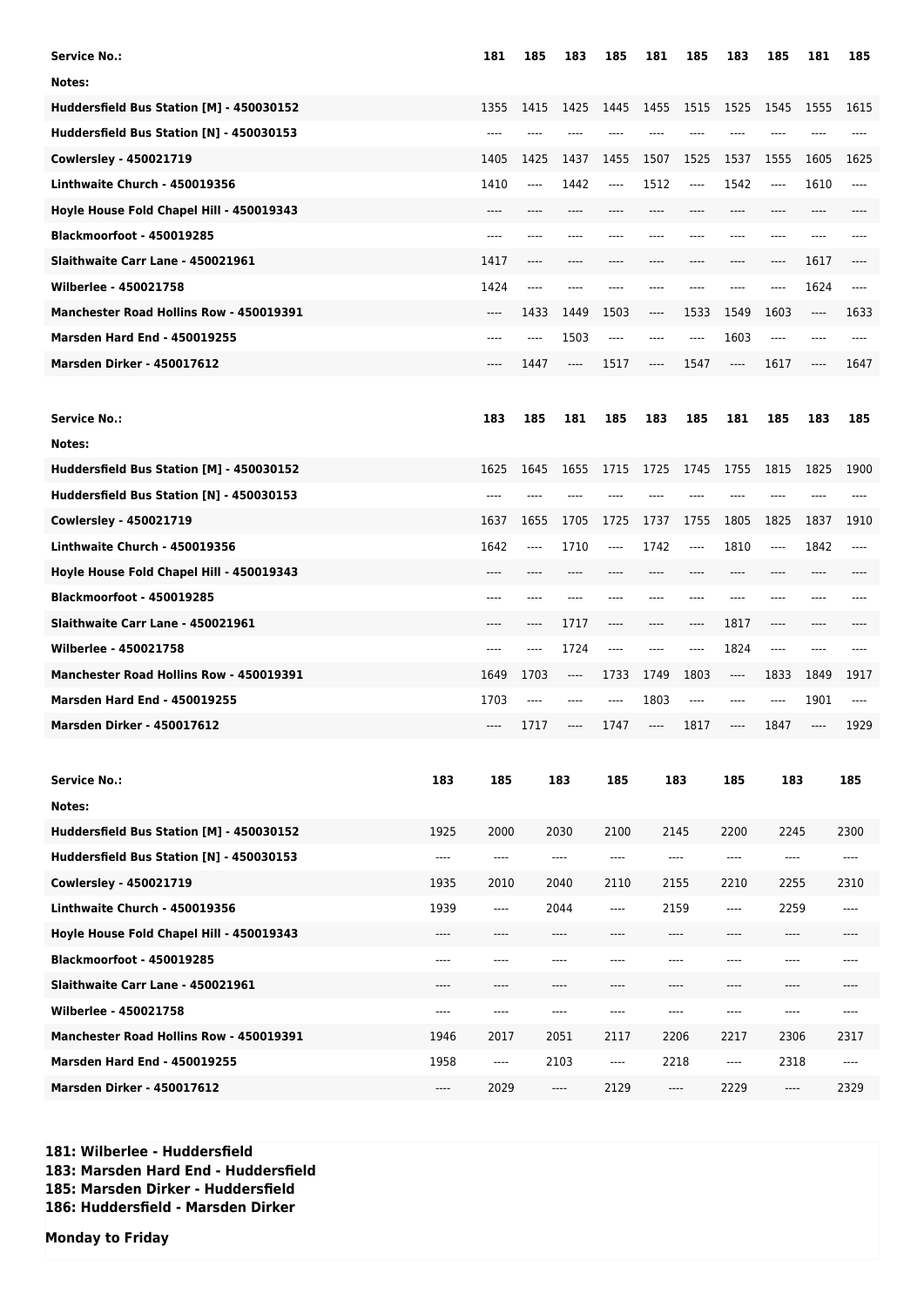| Service No.: | 181 | 185 | 183 | 185 | 181 | 185 | 183 | 185 | 181 | 185 |
|---|---|---|---|---|---|---|---|---|---|---|
| Notes: | | | | | | | | | | |
| Huddersfield Bus Station [M] - 450030152 | 1355 | 1415 | 1425 | 1445 | 1455 | 1515 | 1525 | 1545 | 1555 | 1615 |
| Huddersfield Bus Station [N] - 450030153 | ---- | ---- | ---- | ---- | ---- | ---- | ---- | ---- | ---- | ---- |
| Cowlersley - 450021719 | 1405 | 1425 | 1437 | 1455 | 1507 | 1525 | 1537 | 1555 | 1605 | 1625 |
| Linthwaite Church - 450019356 | 1410 | ---- | 1442 | ---- | 1512 | ---- | 1542 | ---- | 1610 | ---- |
| Hoyle House Fold Chapel Hill - 450019343 | ---- | ---- | ---- | ---- | ---- | ---- | ---- | ---- | ---- | ---- |
| Blackmoorfoot - 450019285 | ---- | ---- | ---- | ---- | ---- | ---- | ---- | ---- | ---- | ---- |
| Slaithwaite Carr Lane - 450021961 | 1417 | ---- | ---- | ---- | ---- | ---- | ---- | ---- | 1617 | ---- |
| Wilberlee - 450021758 | 1424 | ---- | ---- | ---- | ---- | ---- | ---- | ---- | 1624 | ---- |
| Manchester Road Hollins Row - 450019391 | ---- | 1433 | 1449 | 1503 | ---- | 1533 | 1549 | 1603 | ---- | 1633 |
| Marsden Hard End - 450019255 | ---- | ---- | 1503 | ---- | ---- | ---- | 1603 | ---- | ---- | ---- |
| Marsden Dirker - 450017612 | ---- | 1447 | ---- | 1517 | ---- | 1547 | ---- | 1617 | ---- | 1647 |

| Service No.: | 183 | 185 | 181 | 185 | 183 | 185 | 181 | 185 | 183 | 185 |
|---|---|---|---|---|---|---|---|---|---|---|
| Notes: | | | | | | | | | | |
| Huddersfield Bus Station [M] - 450030152 | 1625 | 1645 | 1655 | 1715 | 1725 | 1745 | 1755 | 1815 | 1825 | 1900 |
| Huddersfield Bus Station [N] - 450030153 | ---- | ---- | ---- | ---- | ---- | ---- | ---- | ---- | ---- | ---- |
| Cowlersley - 450021719 | 1637 | 1655 | 1705 | 1725 | 1737 | 1755 | 1805 | 1825 | 1837 | 1910 |
| Linthwaite Church - 450019356 | 1642 | ---- | 1710 | ---- | 1742 | ---- | 1810 | ---- | 1842 | ---- |
| Hoyle House Fold Chapel Hill - 450019343 | ---- | ---- | ---- | ---- | ---- | ---- | ---- | ---- | ---- | ---- |
| Blackmoorfoot - 450019285 | ---- | ---- | ---- | ---- | ---- | ---- | ---- | ---- | ---- | ---- |
| Slaithwaite Carr Lane - 450021961 | ---- | ---- | 1717 | ---- | ---- | ---- | 1817 | ---- | ---- | ---- |
| Wilberlee - 450021758 | ---- | ---- | 1724 | ---- | ---- | ---- | 1824 | ---- | ---- | ---- |
| Manchester Road Hollins Row - 450019391 | 1649 | 1703 | ---- | 1733 | 1749 | 1803 | ---- | 1833 | 1849 | 1917 |
| Marsden Hard End - 450019255 | 1703 | ---- | ---- | ---- | 1803 | ---- | ---- | ---- | 1901 | ---- |
| Marsden Dirker - 450017612 | ---- | 1717 | ---- | 1747 | ---- | 1817 | ---- | 1847 | ---- | 1929 |

| Service No.: | 183 | 185 | 183 | 185 | 183 | 185 | 183 | 185 |
|---|---|---|---|---|---|---|---|---|
| Notes: | | | | | | | | |
| Huddersfield Bus Station [M] - 450030152 | 1925 | 2000 | 2030 | 2100 | 2145 | 2200 | 2245 | 2300 |
| Huddersfield Bus Station [N] - 450030153 | ---- | ---- | ---- | ---- | ---- | ---- | ---- | ---- |
| Cowlersley - 450021719 | 1935 | 2010 | 2040 | 2110 | 2155 | 2210 | 2255 | 2310 |
| Linthwaite Church - 450019356 | 1939 | ---- | 2044 | ---- | 2159 | ---- | 2259 | ---- |
| Hoyle House Fold Chapel Hill - 450019343 | ---- | ---- | ---- | ---- | ---- | ---- | ---- | ---- |
| Blackmoorfoot - 450019285 | ---- | ---- | ---- | ---- | ---- | ---- | ---- | ---- |
| Slaithwaite Carr Lane - 450021961 | ---- | ---- | ---- | ---- | ---- | ---- | ---- | ---- |
| Wilberlee - 450021758 | ---- | ---- | ---- | ---- | ---- | ---- | ---- | ---- |
| Manchester Road Hollins Row - 450019391 | 1946 | 2017 | 2051 | 2117 | 2206 | 2217 | 2306 | 2317 |
| Marsden Hard End - 450019255 | 1958 | ---- | 2103 | ---- | 2218 | ---- | 2318 | ---- |
| Marsden Dirker - 450017612 | ---- | 2029 | ---- | 2129 | ---- | 2229 | ---- | 2329 |

**181: Wilberlee - Huddersfield**
**183: Marsden Hard End - Huddersfield**
**185: Marsden Dirker - Huddersfield**
**186: Huddersfield - Marsden Dirker**

**Monday to Friday**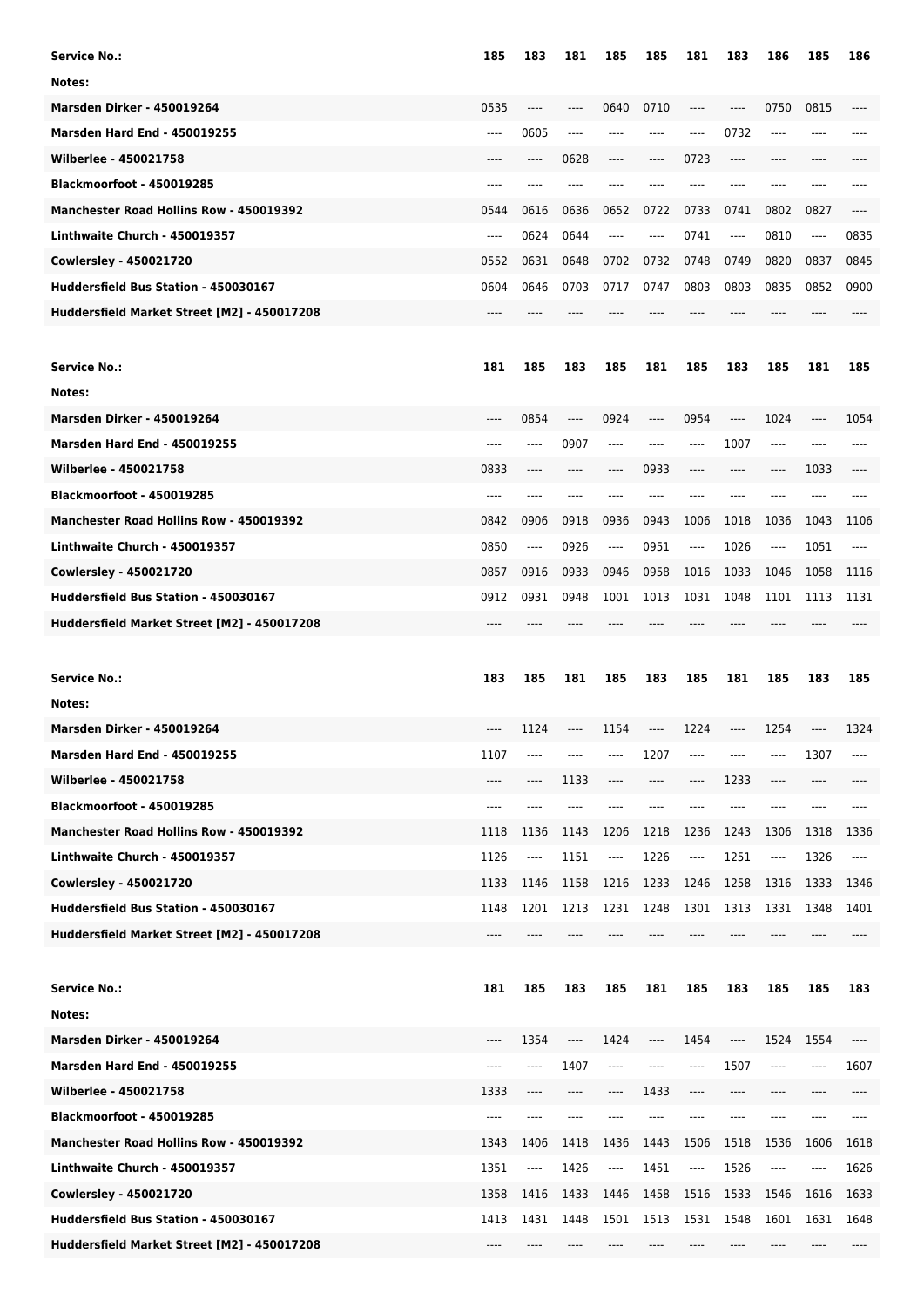| Service No.: | 185 | 183 | 181 | 185 | 185 | 181 | 183 | 186 | 185 | 186 |
| --- | --- | --- | --- | --- | --- | --- | --- | --- | --- | --- |
| Notes: | | | | | | | | | | |
| Marsden Dirker - 450019264 | 0535 | ---- | ---- | 0640 | 0710 | ---- | ---- | 0750 | 0815 | ---- |
| Marsden Hard End - 450019255 | ---- | 0605 | ---- | ---- | ---- | ---- | 0732 | ---- | ---- | ---- |
| Wilberlee - 450021758 | ---- | ---- | 0628 | ---- | ---- | 0723 | ---- | ---- | ---- | ---- |
| Blackmoorfoot - 450019285 | ---- | ---- | ---- | ---- | ---- | ---- | ---- | ---- | ---- | ---- |
| Manchester Road Hollins Row - 450019392 | 0544 | 0616 | 0636 | 0652 | 0722 | 0733 | 0741 | 0802 | 0827 | ---- |
| Linthwaite Church - 450019357 | ---- | 0624 | 0644 | ---- | ---- | 0741 | ---- | 0810 | ---- | 0835 |
| Cowlersley - 450021720 | 0552 | 0631 | 0648 | 0702 | 0732 | 0748 | 0749 | 0820 | 0837 | 0845 |
| Huddersfield Bus Station - 450030167 | 0604 | 0646 | 0703 | 0717 | 0747 | 0803 | 0803 | 0835 | 0852 | 0900 |
| Huddersfield Market Street [M2] - 450017208 | ---- | ---- | ---- | ---- | ---- | ---- | ---- | ---- | ---- | ---- |

| Service No.: | 181 | 185 | 183 | 185 | 181 | 185 | 183 | 185 | 181 | 185 |
| --- | --- | --- | --- | --- | --- | --- | --- | --- | --- | --- |
| Notes: | | | | | | | | | | |
| Marsden Dirker - 450019264 | ---- | 0854 | ---- | 0924 | ---- | 0954 | ---- | 1024 | ---- | 1054 |
| Marsden Hard End - 450019255 | ---- | ---- | 0907 | ---- | ---- | ---- | 1007 | ---- | ---- | ---- |
| Wilberlee - 450021758 | 0833 | ---- | ---- | ---- | 0933 | ---- | ---- | ---- | 1033 | ---- |
| Blackmoorfoot - 450019285 | ---- | ---- | ---- | ---- | ---- | ---- | ---- | ---- | ---- | ---- |
| Manchester Road Hollins Row - 450019392 | 0842 | 0906 | 0918 | 0936 | 0943 | 1006 | 1018 | 1036 | 1043 | 1106 |
| Linthwaite Church - 450019357 | 0850 | ---- | 0926 | ---- | 0951 | ---- | 1026 | ---- | 1051 | ---- |
| Cowlersley - 450021720 | 0857 | 0916 | 0933 | 0946 | 0958 | 1016 | 1033 | 1046 | 1058 | 1116 |
| Huddersfield Bus Station - 450030167 | 0912 | 0931 | 0948 | 1001 | 1013 | 1031 | 1048 | 1101 | 1113 | 1131 |
| Huddersfield Market Street [M2] - 450017208 | ---- | ---- | ---- | ---- | ---- | ---- | ---- | ---- | ---- | ---- |

| Service No.: | 183 | 185 | 181 | 185 | 183 | 185 | 181 | 185 | 183 | 185 |
| --- | --- | --- | --- | --- | --- | --- | --- | --- | --- | --- |
| Notes: | | | | | | | | | | |
| Marsden Dirker - 450019264 | ---- | 1124 | ---- | 1154 | ---- | 1224 | ---- | 1254 | ---- | 1324 |
| Marsden Hard End - 450019255 | 1107 | ---- | ---- | ---- | 1207 | ---- | ---- | ---- | 1307 | ---- |
| Wilberlee - 450021758 | ---- | ---- | 1133 | ---- | ---- | ---- | 1233 | ---- | ---- | ---- |
| Blackmoorfoot - 450019285 | ---- | ---- | ---- | ---- | ---- | ---- | ---- | ---- | ---- | ---- |
| Manchester Road Hollins Row - 450019392 | 1118 | 1136 | 1143 | 1206 | 1218 | 1236 | 1243 | 1306 | 1318 | 1336 |
| Linthwaite Church - 450019357 | 1126 | ---- | 1151 | ---- | 1226 | ---- | 1251 | ---- | 1326 | ---- |
| Cowlersley - 450021720 | 1133 | 1146 | 1158 | 1216 | 1233 | 1246 | 1258 | 1316 | 1333 | 1346 |
| Huddersfield Bus Station - 450030167 | 1148 | 1201 | 1213 | 1231 | 1248 | 1301 | 1313 | 1331 | 1348 | 1401 |
| Huddersfield Market Street [M2] - 450017208 | ---- | ---- | ---- | ---- | ---- | ---- | ---- | ---- | ---- | ---- |

| Service No.: | 181 | 185 | 183 | 185 | 181 | 185 | 183 | 185 | 185 | 183 |
| --- | --- | --- | --- | --- | --- | --- | --- | --- | --- | --- |
| Notes: | | | | | | | | | | |
| Marsden Dirker - 450019264 | ---- | 1354 | ---- | 1424 | ---- | 1454 | ---- | 1524 | 1554 | ---- |
| Marsden Hard End - 450019255 | ---- | ---- | 1407 | ---- | ---- | ---- | 1507 | ---- | ---- | 1607 |
| Wilberlee - 450021758 | 1333 | ---- | ---- | ---- | 1433 | ---- | ---- | ---- | ---- | ---- |
| Blackmoorfoot - 450019285 | ---- | ---- | ---- | ---- | ---- | ---- | ---- | ---- | ---- | ---- |
| Manchester Road Hollins Row - 450019392 | 1343 | 1406 | 1418 | 1436 | 1443 | 1506 | 1518 | 1536 | 1606 | 1618 |
| Linthwaite Church - 450019357 | 1351 | ---- | 1426 | ---- | 1451 | ---- | 1526 | ---- | ---- | 1626 |
| Cowlersley - 450021720 | 1358 | 1416 | 1433 | 1446 | 1458 | 1516 | 1533 | 1546 | 1616 | 1633 |
| Huddersfield Bus Station - 450030167 | 1413 | 1431 | 1448 | 1501 | 1513 | 1531 | 1548 | 1601 | 1631 | 1648 |
| Huddersfield Market Street [M2] - 450017208 | ---- | ---- | ---- | ---- | ---- | ---- | ---- | ---- | ---- | ---- |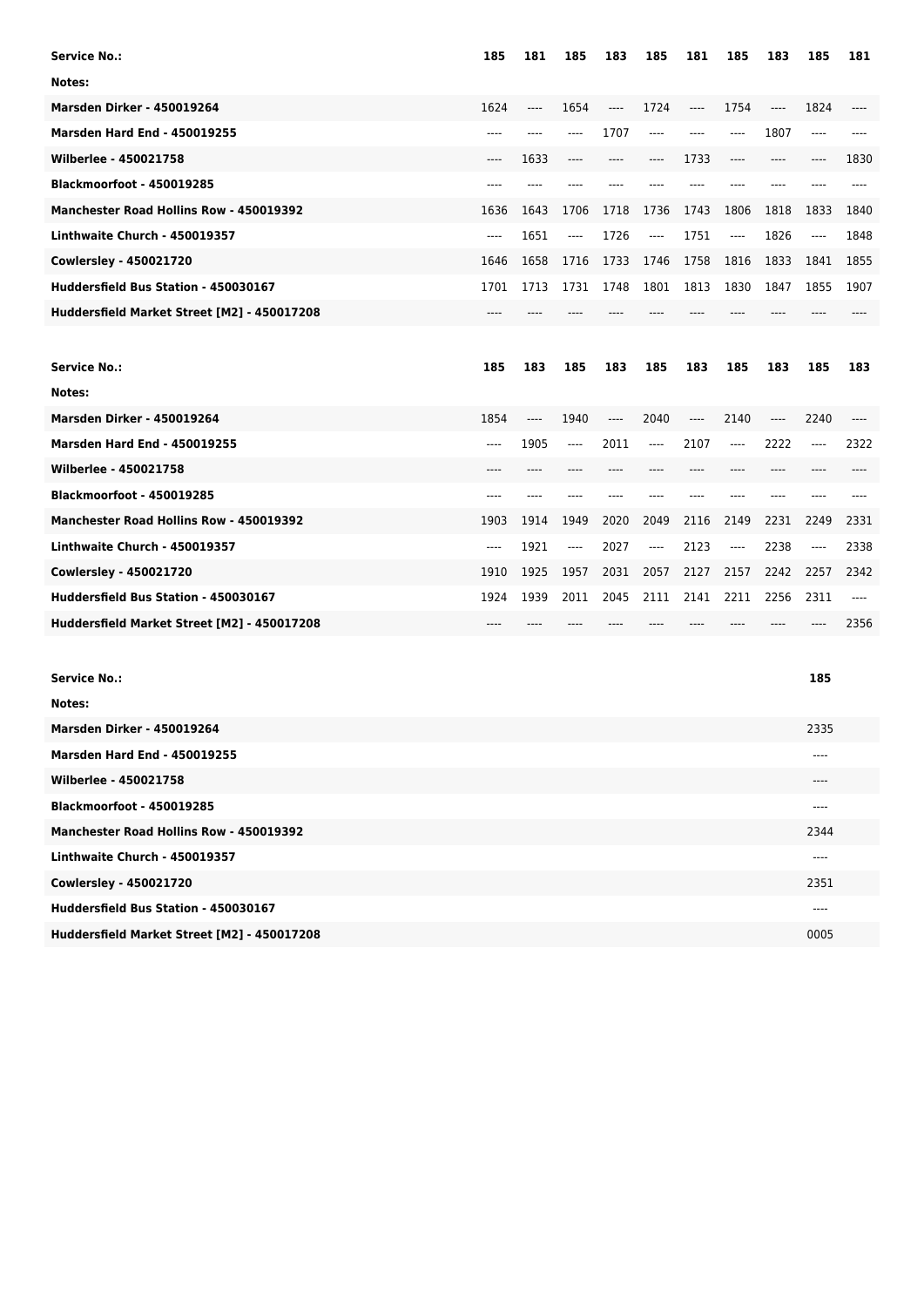| Service No.: | 185 | 181 | 185 | 183 | 185 | 181 | 185 | 183 | 185 | 181 |
|---|---|---|---|---|---|---|---|---|---|---|
| Notes: | | | | | | | | | | |
| Marsden Dirker - 450019264 | 1624 | ---- | 1654 | ---- | 1724 | ---- | 1754 | ---- | 1824 | ---- |
| Marsden Hard End - 450019255 | ---- | ---- | ---- | 1707 | ---- | ---- | ---- | 1807 | ---- | ---- |
| Wilberlee - 450021758 | ---- | 1633 | ---- | ---- | ---- | 1733 | ---- | ---- | ---- | 1830 |
| Blackmoorfoot - 450019285 | ---- | ---- | ---- | ---- | ---- | ---- | ---- | ---- | ---- | ---- |
| Manchester Road Hollins Row - 450019392 | 1636 | 1643 | 1706 | 1718 | 1736 | 1743 | 1806 | 1818 | 1833 | 1840 |
| Linthwaite Church - 450019357 | ---- | 1651 | ---- | 1726 | ---- | 1751 | ---- | 1826 | ---- | 1848 |
| Cowlersley - 450021720 | 1646 | 1658 | 1716 | 1733 | 1746 | 1758 | 1816 | 1833 | 1841 | 1855 |
| Huddersfield Bus Station - 450030167 | 1701 | 1713 | 1731 | 1748 | 1801 | 1813 | 1830 | 1847 | 1855 | 1907 |
| Huddersfield Market Street [M2] - 450017208 | ---- | ---- | ---- | ---- | ---- | ---- | ---- | ---- | ---- | ---- |

| Service No.: | 185 | 183 | 185 | 183 | 185 | 183 | 185 | 183 | 185 | 183 |
|---|---|---|---|---|---|---|---|---|---|---|
| Notes: | | | | | | | | | | |
| Marsden Dirker - 450019264 | 1854 | ---- | 1940 | ---- | 2040 | ---- | 2140 | ---- | 2240 | ---- |
| Marsden Hard End - 450019255 | ---- | 1905 | ---- | 2011 | ---- | 2107 | ---- | 2222 | ---- | 2322 |
| Wilberlee - 450021758 | ---- | ---- | ---- | ---- | ---- | ---- | ---- | ---- | ---- | ---- |
| Blackmoorfoot - 450019285 | ---- | ---- | ---- | ---- | ---- | ---- | ---- | ---- | ---- | ---- |
| Manchester Road Hollins Row - 450019392 | 1903 | 1914 | 1949 | 2020 | 2049 | 2116 | 2149 | 2231 | 2249 | 2331 |
| Linthwaite Church - 450019357 | ---- | 1921 | ---- | 2027 | ---- | 2123 | ---- | 2238 | ---- | 2338 |
| Cowlersley - 450021720 | 1910 | 1925 | 1957 | 2031 | 2057 | 2127 | 2157 | 2242 | 2257 | 2342 |
| Huddersfield Bus Station - 450030167 | 1924 | 1939 | 2011 | 2045 | 2111 | 2141 | 2211 | 2256 | 2311 | ---- |
| Huddersfield Market Street [M2] - 450017208 | ---- | ---- | ---- | ---- | ---- | ---- | ---- | ---- | ---- | 2356 |

| Service No.: | 185 |
|---|---|
| Notes: | |
| Marsden Dirker - 450019264 | 2335 |
| Marsden Hard End - 450019255 | ---- |
| Wilberlee - 450021758 | ---- |
| Blackmoorfoot - 450019285 | ---- |
| Manchester Road Hollins Row - 450019392 | 2344 |
| Linthwaite Church - 450019357 | ---- |
| Cowlersley - 450021720 | 2351 |
| Huddersfield Bus Station - 450030167 | ---- |
| Huddersfield Market Street [M2] - 450017208 | 0005 |